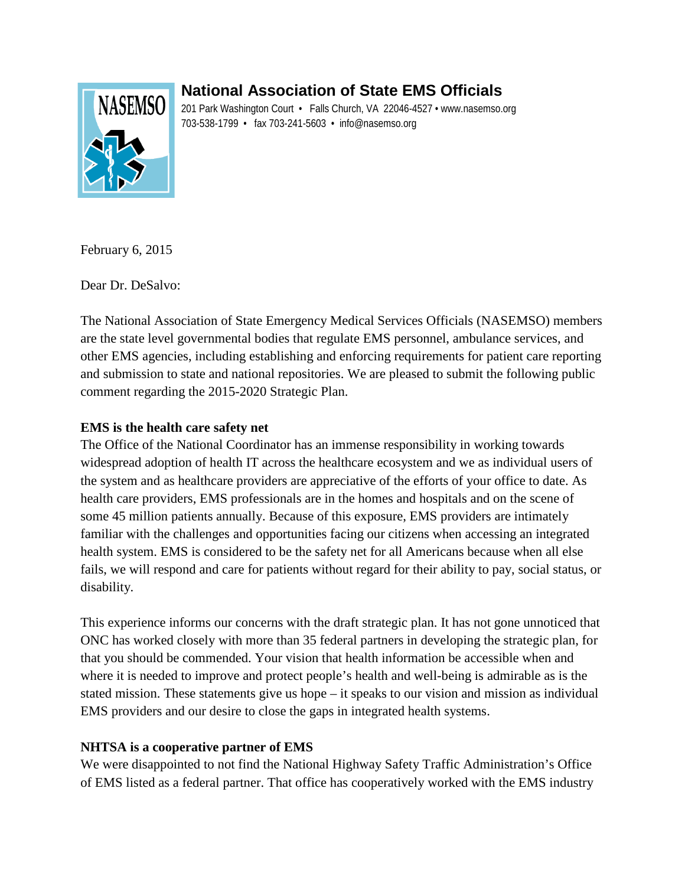# National Association of State EMS Officials

201 Park Washington Court • Falls Church, VA 22046-4527 • www.nasemso.org
703-538-1799 • fax 703-241-5603 • info@nasemso.org

February 6, 2015

Dear Dr. DeSalvo:

The National Association of State Emergency Medical Services Officials (NASEMSO) members are the state level governmental bodies that regulate EMS personnel, ambulance services, and other EMS agencies, including establishing and enforcing requirements for patient care reporting and submission to state and national repositories. We are pleased to submit the following public comment regarding the 2015-2020 Strategic Plan.

**EMS is the health care safety net**

The Office of the National Coordinator has an immense responsibility in working towards widespread adoption of health IT across the healthcare ecosystem and we as individual users of the system and as healthcare providers are appreciative of the efforts of your office to date. As health care providers, EMS professionals are in the homes and hospitals and on the scene of some 45 million patients annually. Because of this exposure, EMS providers are intimately familiar with the challenges and opportunities facing our citizens when accessing an integrated health system. EMS is considered to be the safety net for all Americans because when all else fails, we will respond and care for patients without regard for their ability to pay, social status, or disability.

This experience informs our concerns with the draft strategic plan. It has not gone unnoticed that ONC has worked closely with more than 35 federal partners in developing the strategic plan, for that you should be commended. Your vision that health information be accessible when and where it is needed to improve and protect people's health and well-being is admirable as is the stated mission. These statements give us hope – it speaks to our vision and mission as individual EMS providers and our desire to close the gaps in integrated health systems.

**NHTSA is a cooperative partner of EMS**

We were disappointed to not find the National Highway Safety Traffic Administration's Office of EMS listed as a federal partner. That office has cooperatively worked with the EMS industry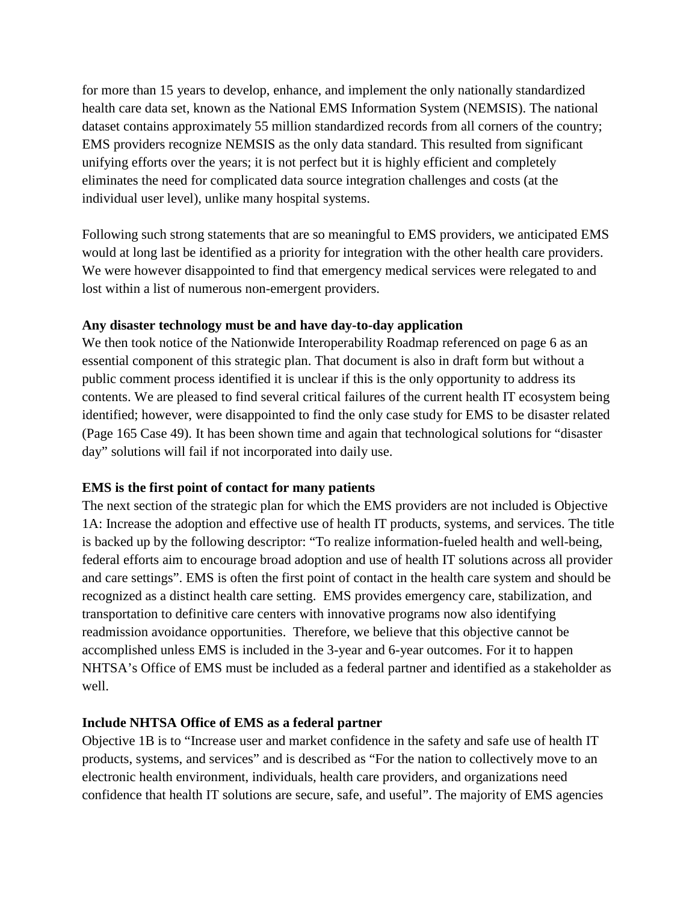for more than 15 years to develop, enhance, and implement the only nationally standardized health care data set, known as the National EMS Information System (NEMSIS). The national dataset contains approximately 55 million standardized records from all corners of the country; EMS providers recognize NEMSIS as the only data standard. This resulted from significant unifying efforts over the years; it is not perfect but it is highly efficient and completely eliminates the need for complicated data source integration challenges and costs (at the individual user level), unlike many hospital systems.

Following such strong statements that are so meaningful to EMS providers, we anticipated EMS would at long last be identified as a priority for integration with the other health care providers. We were however disappointed to find that emergency medical services were relegated to and lost within a list of numerous non-emergent providers.

**Any disaster technology must be and have day-to-day application**

We then took notice of the Nationwide Interoperability Roadmap referenced on page 6 as an essential component of this strategic plan. That document is also in draft form but without a public comment process identified it is unclear if this is the only opportunity to address its contents. We are pleased to find several critical failures of the current health IT ecosystem being identified; however, were disappointed to find the only case study for EMS to be disaster related (Page 165 Case 49). It has been shown time and again that technological solutions for "disaster day" solutions will fail if not incorporated into daily use.

**EMS is the first point of contact for many patients**

The next section of the strategic plan for which the EMS providers are not included is Objective 1A: Increase the adoption and effective use of health IT products, systems, and services. The title is backed up by the following descriptor: "To realize information-fueled health and well-being, federal efforts aim to encourage broad adoption and use of health IT solutions across all provider and care settings". EMS is often the first point of contact in the health care system and should be recognized as a distinct health care setting. EMS provides emergency care, stabilization, and transportation to definitive care centers with innovative programs now also identifying readmission avoidance opportunities. Therefore, we believe that this objective cannot be accomplished unless EMS is included in the 3-year and 6-year outcomes. For it to happen NHTSA's Office of EMS must be included as a federal partner and identified as a stakeholder as well.

**Include NHTSA Office of EMS as a federal partner**

Objective 1B is to "Increase user and market confidence in the safety and safe use of health IT products, systems, and services" and is described as "For the nation to collectively move to an electronic health environment, individuals, health care providers, and organizations need confidence that health IT solutions are secure, safe, and useful". The majority of EMS agencies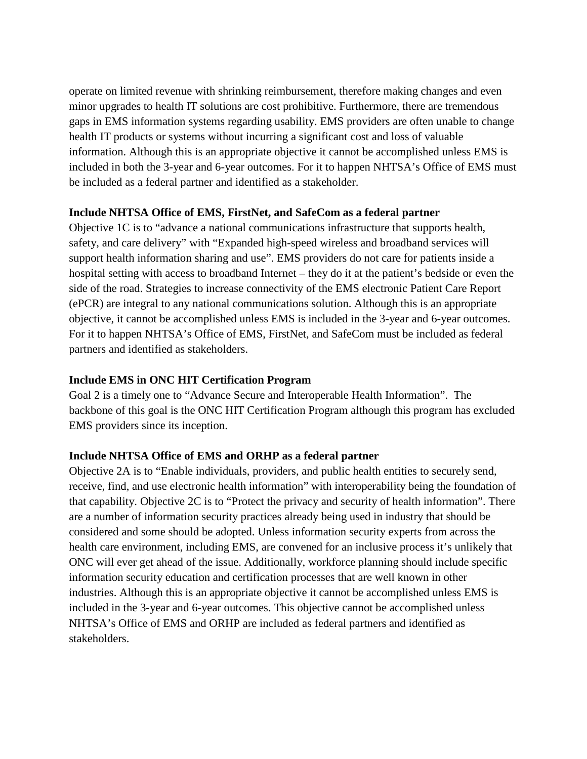operate on limited revenue with shrinking reimbursement, therefore making changes and even minor upgrades to health IT solutions are cost prohibitive. Furthermore, there are tremendous gaps in EMS information systems regarding usability. EMS providers are often unable to change health IT products or systems without incurring a significant cost and loss of valuable information. Although this is an appropriate objective it cannot be accomplished unless EMS is included in both the 3-year and 6-year outcomes. For it to happen NHTSA's Office of EMS must be included as a federal partner and identified as a stakeholder.

**Include NHTSA Office of EMS, FirstNet, and SafeCom as a federal partner**

Objective 1C is to "advance a national communications infrastructure that supports health, safety, and care delivery" with "Expanded high-speed wireless and broadband services will support health information sharing and use". EMS providers do not care for patients inside a hospital setting with access to broadband Internet – they do it at the patient's bedside or even the side of the road. Strategies to increase connectivity of the EMS electronic Patient Care Report (ePCR) are integral to any national communications solution. Although this is an appropriate objective, it cannot be accomplished unless EMS is included in the 3-year and 6-year outcomes. For it to happen NHTSA's Office of EMS, FirstNet, and SafeCom must be included as federal partners and identified as stakeholders.

**Include EMS in ONC HIT Certification Program**

Goal 2 is a timely one to "Advance Secure and Interoperable Health Information". The backbone of this goal is the ONC HIT Certification Program although this program has excluded EMS providers since its inception.

**Include NHTSA Office of EMS and ORHP as a federal partner**

Objective 2A is to "Enable individuals, providers, and public health entities to securely send, receive, find, and use electronic health information" with interoperability being the foundation of that capability. Objective 2C is to "Protect the privacy and security of health information". There are a number of information security practices already being used in industry that should be considered and some should be adopted. Unless information security experts from across the health care environment, including EMS, are convened for an inclusive process it's unlikely that ONC will ever get ahead of the issue. Additionally, workforce planning should include specific information security education and certification processes that are well known in other industries. Although this is an appropriate objective it cannot be accomplished unless EMS is included in the 3-year and 6-year outcomes. This objective cannot be accomplished unless NHTSA's Office of EMS and ORHP are included as federal partners and identified as stakeholders.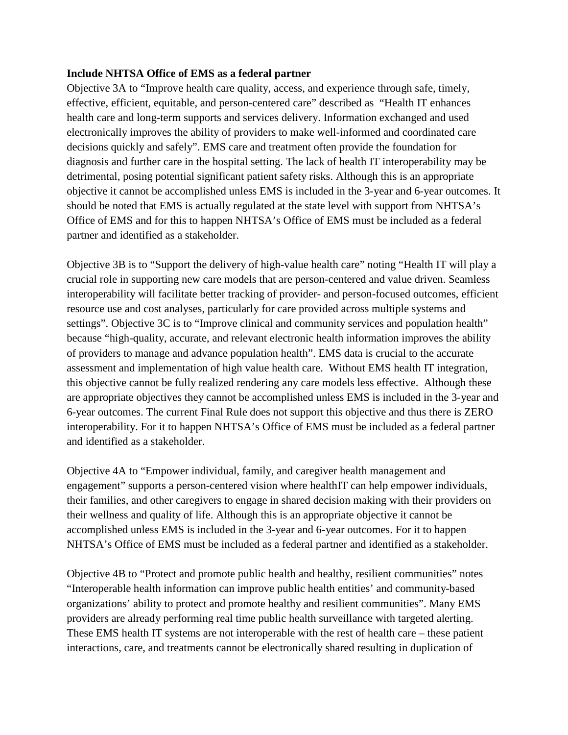**Include NHTSA Office of EMS as a federal partner**

Objective 3A to "Improve health care quality, access, and experience through safe, timely, effective, efficient, equitable, and person-centered care" described as "Health IT enhances health care and long-term supports and services delivery. Information exchanged and used electronically improves the ability of providers to make well-informed and coordinated care decisions quickly and safely". EMS care and treatment often provide the foundation for diagnosis and further care in the hospital setting. The lack of health IT interoperability may be detrimental, posing potential significant patient safety risks. Although this is an appropriate objective it cannot be accomplished unless EMS is included in the 3-year and 6-year outcomes. It should be noted that EMS is actually regulated at the state level with support from NHTSA's Office of EMS and for this to happen NHTSA's Office of EMS must be included as a federal partner and identified as a stakeholder.

Objective 3B is to "Support the delivery of high-value health care" noting "Health IT will play a crucial role in supporting new care models that are person-centered and value driven. Seamless interoperability will facilitate better tracking of provider- and person-focused outcomes, efficient resource use and cost analyses, particularly for care provided across multiple systems and settings". Objective 3C is to "Improve clinical and community services and population health" because "high-quality, accurate, and relevant electronic health information improves the ability of providers to manage and advance population health". EMS data is crucial to the accurate assessment and implementation of high value health care. Without EMS health IT integration, this objective cannot be fully realized rendering any care models less effective. Although these are appropriate objectives they cannot be accomplished unless EMS is included in the 3-year and 6-year outcomes. The current Final Rule does not support this objective and thus there is ZERO interoperability. For it to happen NHTSA's Office of EMS must be included as a federal partner and identified as a stakeholder.

Objective 4A to "Empower individual, family, and caregiver health management and engagement" supports a person-centered vision where healthIT can help empower individuals, their families, and other caregivers to engage in shared decision making with their providers on their wellness and quality of life. Although this is an appropriate objective it cannot be accomplished unless EMS is included in the 3-year and 6-year outcomes. For it to happen NHTSA's Office of EMS must be included as a federal partner and identified as a stakeholder.

Objective 4B to "Protect and promote public health and healthy, resilient communities" notes "Interoperable health information can improve public health entities' and community-based organizations' ability to protect and promote healthy and resilient communities". Many EMS providers are already performing real time public health surveillance with targeted alerting. These EMS health IT systems are not interoperable with the rest of health care – these patient interactions, care, and treatments cannot be electronically shared resulting in duplication of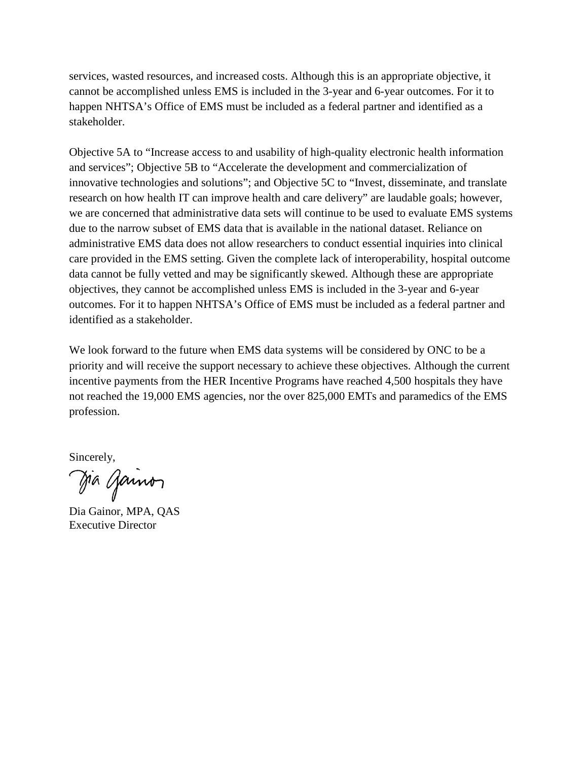services, wasted resources, and increased costs. Although this is an appropriate objective, it cannot be accomplished unless EMS is included in the 3-year and 6-year outcomes. For it to happen NHTSA's Office of EMS must be included as a federal partner and identified as a stakeholder.

Objective 5A to "Increase access to and usability of high-quality electronic health information and services"; Objective 5B to "Accelerate the development and commercialization of innovative technologies and solutions"; and Objective 5C to "Invest, disseminate, and translate research on how health IT can improve health and care delivery" are laudable goals; however, we are concerned that administrative data sets will continue to be used to evaluate EMS systems due to the narrow subset of EMS data that is available in the national dataset. Reliance on administrative EMS data does not allow researchers to conduct essential inquiries into clinical care provided in the EMS setting. Given the complete lack of interoperability, hospital outcome data cannot be fully vetted and may be significantly skewed. Although these are appropriate objectives, they cannot be accomplished unless EMS is included in the 3-year and 6-year outcomes. For it to happen NHTSA's Office of EMS must be included as a federal partner and identified as a stakeholder.

We look forward to the future when EMS data systems will be considered by ONC to be a priority and will receive the support necessary to achieve these objectives. Although the current incentive payments from the HER Incentive Programs have reached 4,500 hospitals they have not reached the 19,000 EMS agencies, nor the over 825,000 EMTs and paramedics of the EMS profession.

Sincerely,

Dia Gainor

Dia Gainor, MPA, QAS
Executive Director